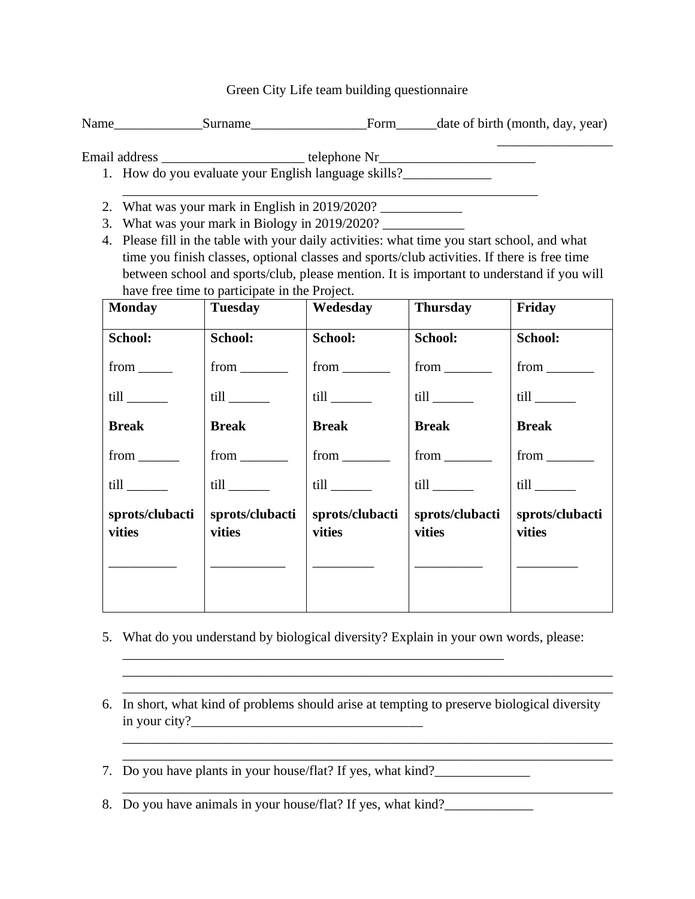Green City Life team building questionnaire

Name_____________Surname_________________Form______date of birth (month, day, year) _________________

Email address _____________________ telephone Nr_______________________

1. How do you evaluate your English language skills?_____________ ______________________________________________________________
2. What was your mark in English in 2019/2020? ____________
3. What was your mark in Biology in 2019/2020? ____________
4. Please fill in the table with your daily activities: what time you start school, and what time you finish classes, optional classes and sports/club activities. If there is free time between school and sports/club, please mention. It is important to understand if you will have free time to participate in the Project.

| **Monday** | **Tuesday** | **Wedesday** | **Thursday** | **Friday** |
|---|---|---|---|---|
| **School:**<br>from _____<br>till ______<br>**Break**<br>from ______<br>till ______<br>**sprots/clubactivities**<br>__________ | **School:**<br>from _______<br>till ______<br>**Break**<br>from _______<br>till ______<br>**sprots/clubactivities**<br>___________ | **School:**<br>from _______<br>till ______<br>**Break**<br>from _______<br>till ______<br>**sprots/clubactivities**<br>_________ | **School:**<br>from _______<br>till ______<br>**Break**<br>from _______<br>till ______<br>**sprots/clubactivities**<br>__________ | **School:**<br>from _______<br>till ______<br>**Break**<br>from _______<br>till ______<br>**sprots/clubactivities**<br>_________ |

5. What do you understand by biological diversity? Explain in your own words, please: _________________________________________________________ ______________________________________________________________________ ______________________________________________________________________
6. In short, what kind of problems should arise at tempting to preserve biological diversity in your city?__________________________________ ______________________________________________________________________ ______________________________________________________________________
7. Do you have plants in your house/flat? If yes, what kind?______________ ______________________________________________________________________
8. Do you have animals in your house/flat? If yes, what kind?_____________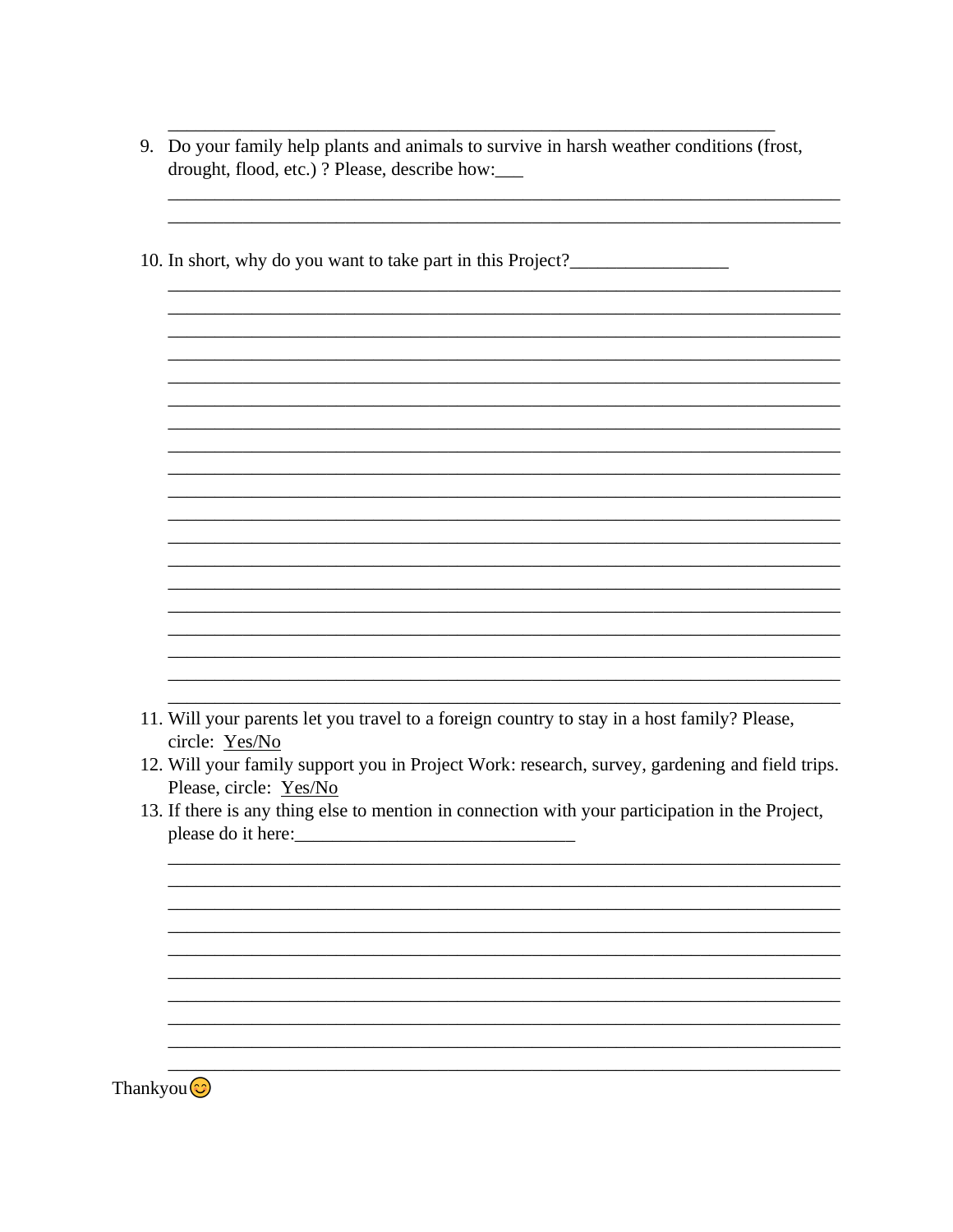\_\_\_\_\_\_\_\_\_\_\_\_\_\_\_\_\_\_\_\_\_\_\_\_\_\_\_\_\_\_\_\_\_\_\_\_\_\_\_\_\_\_\_\_\_\_\_\_\_\_\_\_\_\_\_\_\_\_\_\_\_\_\_\_

9. Do your family help plants and animals to survive in harsh weather conditions (frost, drought, flood, etc.) ? Please, describe how:\_\_\_

   \_\_\_\_\_\_\_\_\_\_\_\_\_\_\_\_\_\_\_\_\_\_\_\_\_\_\_\_\_\_\_\_\_\_\_\_\_\_\_\_\_\_\_\_\_\_\_\_\_\_\_\_\_\_\_\_\_\_\_\_\_\_\_\_\_\_\_\_\_\_
   \_\_\_\_\_\_\_\_\_\_\_\_\_\_\_\_\_\_\_\_\_\_\_\_\_\_\_\_\_\_\_\_\_\_\_\_\_\_\_\_\_\_\_\_\_\_\_\_\_\_\_\_\_\_\_\_\_\_\_\_\_\_\_\_\_\_\_\_\_\_

10. In short, why do you want to take part in this Project?\_\_\_\_\_\_\_\_\_\_\_\_\_\_\_\_\_

    \_\_\_\_\_\_\_\_\_\_\_\_\_\_\_\_\_\_\_\_\_\_\_\_\_\_\_\_\_\_\_\_\_\_\_\_\_\_\_\_\_\_\_\_\_\_\_\_\_\_\_\_\_\_\_\_\_\_\_\_\_\_\_\_\_\_\_\_\_\_
    \_\_\_\_\_\_\_\_\_\_\_\_\_\_\_\_\_\_\_\_\_\_\_\_\_\_\_\_\_\_\_\_\_\_\_\_\_\_\_\_\_\_\_\_\_\_\_\_\_\_\_\_\_\_\_\_\_\_\_\_\_\_\_\_\_\_\_\_\_\_
    \_\_\_\_\_\_\_\_\_\_\_\_\_\_\_\_\_\_\_\_\_\_\_\_\_\_\_\_\_\_\_\_\_\_\_\_\_\_\_\_\_\_\_\_\_\_\_\_\_\_\_\_\_\_\_\_\_\_\_\_\_\_\_\_\_\_\_\_\_\_

11. Will your parents let you travel to a foreign country to stay in a host family? Please, circle: Yes/No
12. Will your family support you in Project Work: research, survey, gardening and field trips. Please, circle: Yes/No
13. If there is any thing else to mention in connection with your participation in the Project, please do it here:\_\_\_\_\_\_\_\_\_\_\_\_\_\_\_\_\_\_\_\_\_\_\_\_\_\_\_\_\_\_

    \_\_\_\_\_\_\_\_\_\_\_\_\_\_\_\_\_\_\_\_\_\_\_\_\_\_\_\_\_\_\_\_\_\_\_\_\_\_\_\_\_\_\_\_\_\_\_\_\_\_\_\_\_\_\_\_\_\_\_\_\_\_\_\_\_\_\_\_\_\_
    \_\_\_\_\_\_\_\_\_\_\_\_\_\_\_\_\_\_\_\_\_\_\_\_\_\_\_\_\_\_\_\_\_\_\_\_\_\_\_\_\_\_\_\_\_\_\_\_\_\_\_\_\_\_\_\_\_\_\_\_\_\_\_\_\_\_\_\_\_\_

Thankyou😊